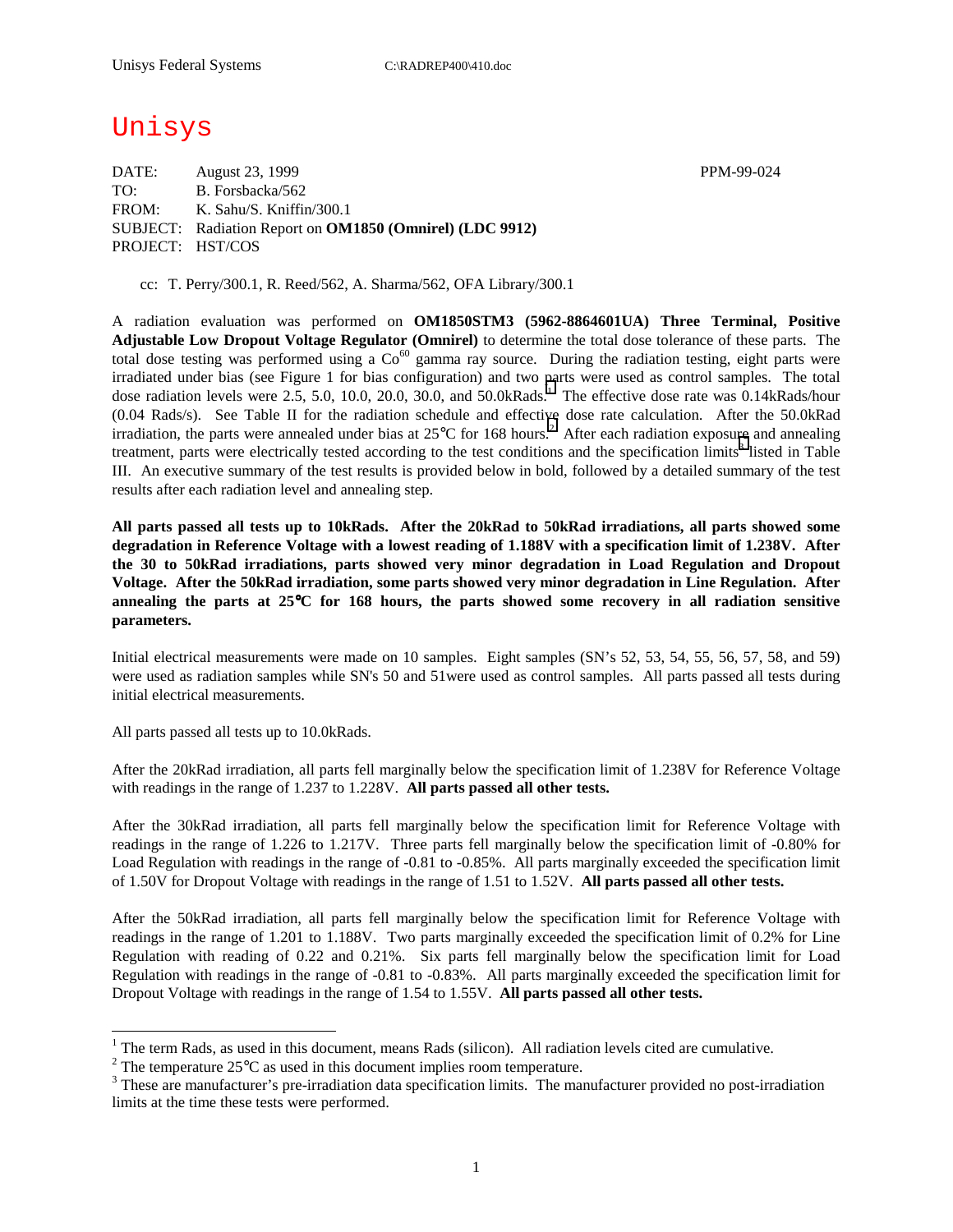Unisys Federal Systems C:\RADREP400\410.doc

# Unisys

DATE: August 23, 1999 PPM-99-024
TO: B. Forsbacka/562
FROM: K. Sahu/S. Kniffin/300.1
SUBJECT: Radiation Report on **OM1850 (Omnirel) (LDC 9912)**
PROJECT: HST/COS

cc: T. Perry/300.1, R. Reed/562, A. Sharma/562, OFA Library/300.1

A radiation evaluation was performed on **OM1850STM3 (5962-8864601UA) Three Terminal, Positive Adjustable Low Dropout Voltage Regulator (Omnirel)** to determine the total dose tolerance of these parts. The total dose testing was performed using a $Co^{60}$ gamma ray source. During the radiation testing, eight parts were irradiated under bias (see Figure 1 for bias configuration) and two parts were used as control samples. The total dose radiation levels were 2.5, 5.0, 10.0, 20.0, 30.0, and 50.0kRads.[1] The effective dose rate was 0.14kRads/hour (0.04 Rads/s). See Table II for the radiation schedule and effective dose rate calculation. After the 50.0kRad irradiation, the parts were annealed under bias at 25°C for 168 hours.[2] After each radiation exposure and annealing treatment, parts were electrically tested according to the test conditions and the specification limits[3] listed in Table III. An executive summary of the test results is provided below in bold, followed by a detailed summary of the test results after each radiation level and annealing step.

**All parts passed all tests up to 10kRads. After the 20kRad to 50kRad irradiations, all parts showed some degradation in Reference Voltage with a lowest reading of 1.188V with a specification limit of 1.238V. After the 30 to 50kRad irradiations, parts showed very minor degradation in Load Regulation and Dropout Voltage. After the 50kRad irradiation, some parts showed very minor degradation in Line Regulation. After annealing the parts at 25°C for 168 hours, the parts showed some recovery in all radiation sensitive parameters.**

Initial electrical measurements were made on 10 samples. Eight samples (SN's 52, 53, 54, 55, 56, 57, 58, and 59) were used as radiation samples while SN's 50 and 51were used as control samples. All parts passed all tests during initial electrical measurements.

All parts passed all tests up to 10.0kRads.

After the 20kRad irradiation, all parts fell marginally below the specification limit of 1.238V for Reference Voltage with readings in the range of 1.237 to 1.228V. **All parts passed all other tests.**

After the 30kRad irradiation, all parts fell marginally below the specification limit for Reference Voltage with readings in the range of 1.226 to 1.217V. Three parts fell marginally below the specification limit of -0.80% for Load Regulation with readings in the range of -0.81 to -0.85%. All parts marginally exceeded the specification limit of 1.50V for Dropout Voltage with readings in the range of 1.51 to 1.52V. **All parts passed all other tests.**

After the 50kRad irradiation, all parts fell marginally below the specification limit for Reference Voltage with readings in the range of 1.201 to 1.188V. Two parts marginally exceeded the specification limit of 0.2% for Line Regulation with reading of 0.22 and 0.21%. Six parts fell marginally below the specification limit for Load Regulation with readings in the range of -0.81 to -0.83%. All parts marginally exceeded the specification limit for Dropout Voltage with readings in the range of 1.54 to 1.55V. **All parts passed all other tests.**

---

[1] The term Rads, as used in this document, means Rads (silicon). All radiation levels cited are cumulative.

[2] The temperature 25°C as used in this document implies room temperature.

[3] These are manufacturer's pre-irradiation data specification limits. The manufacturer provided no post-irradiation limits at the time these tests were performed.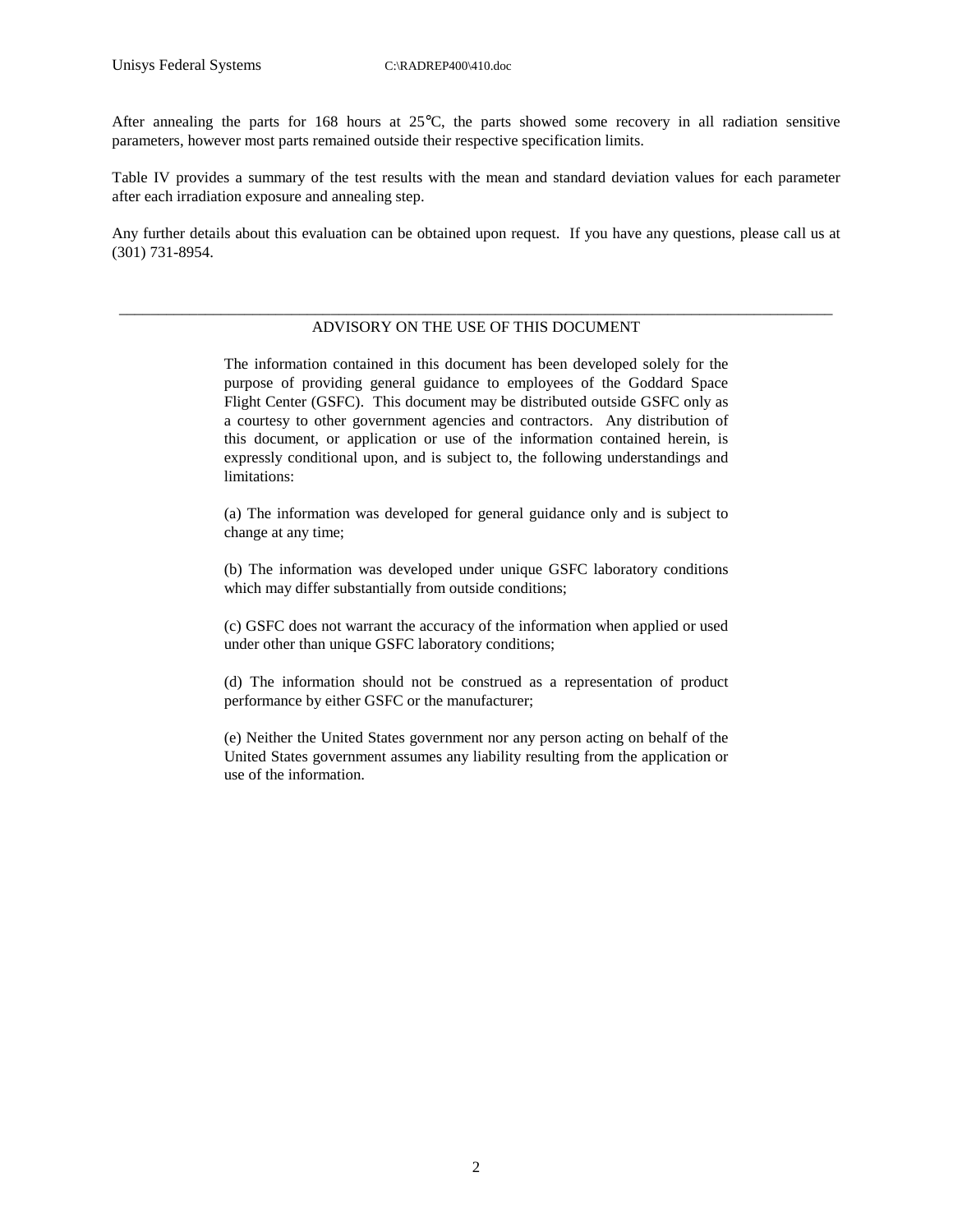After annealing the parts for 168 hours at 25°C, the parts showed some recovery in all radiation sensitive parameters, however most parts remained outside their respective specification limits.

Table IV provides a summary of the test results with the mean and standard deviation values for each parameter after each irradiation exposure and annealing step.

Any further details about this evaluation can be obtained upon request. If you have any questions, please call us at (301) 731-8954.

---

## ADVISORY ON THE USE OF THIS DOCUMENT

The information contained in this document has been developed solely for the purpose of providing general guidance to employees of the Goddard Space Flight Center (GSFC). This document may be distributed outside GSFC only as a courtesy to other government agencies and contractors. Any distribution of this document, or application or use of the information contained herein, is expressly conditional upon, and is subject to, the following understandings and limitations:

(a) The information was developed for general guidance only and is subject to change at any time;

(b) The information was developed under unique GSFC laboratory conditions which may differ substantially from outside conditions;

(c) GSFC does not warrant the accuracy of the information when applied or used under other than unique GSFC laboratory conditions;

(d) The information should not be construed as a representation of product performance by either GSFC or the manufacturer;

(e) Neither the United States government nor any person acting on behalf of the United States government assumes any liability resulting from the application or use of the information.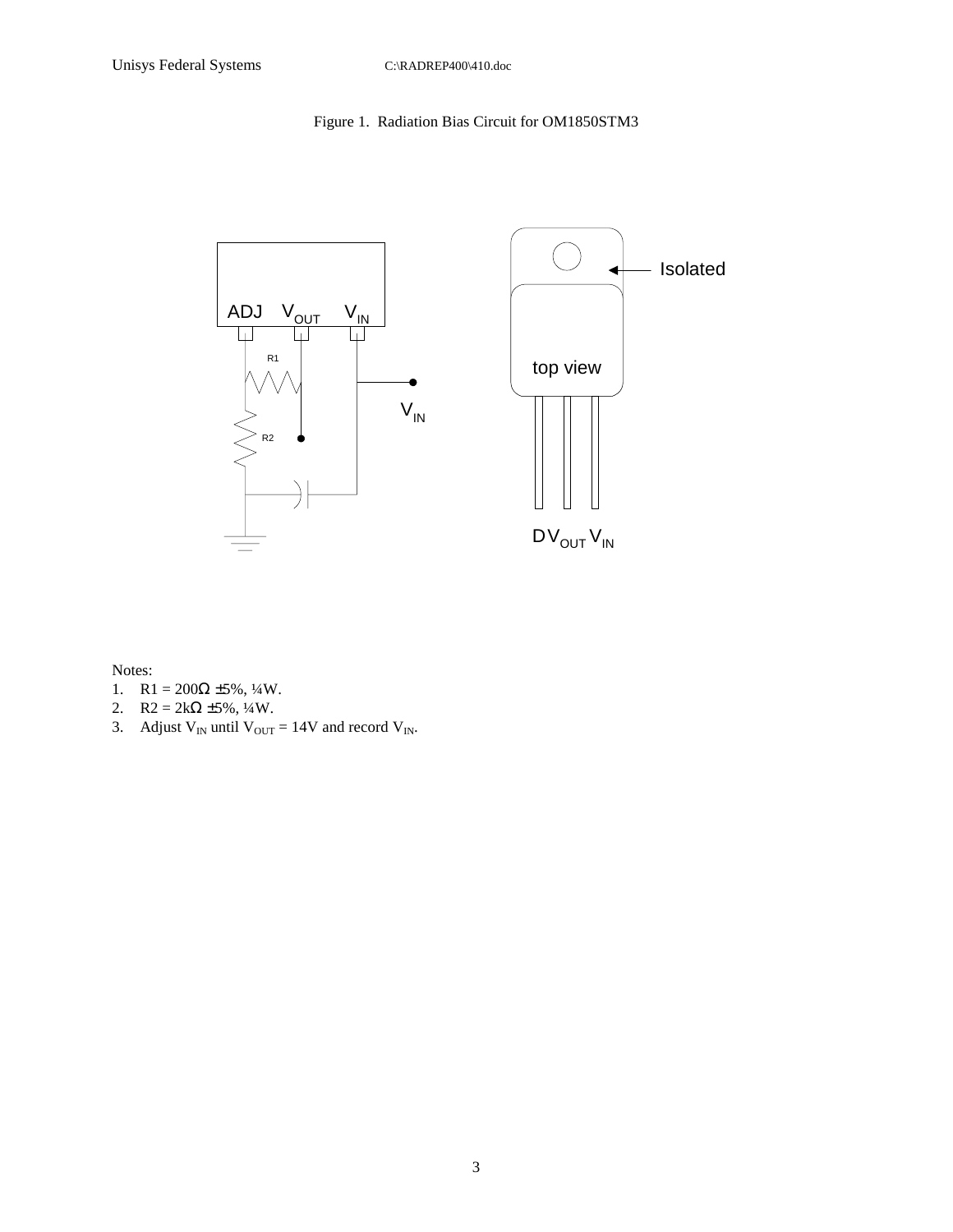Figure 1. Radiation Bias Circuit for OM1850STM3

Notes:
1. R1 = 200Ω ±5%, ¼W.
2. R2 = 2kΩ ±5%, ¼W.
3. Adjust $V_{IN}$ until $V_{OUT}$ = 14V and record $V_{IN}$.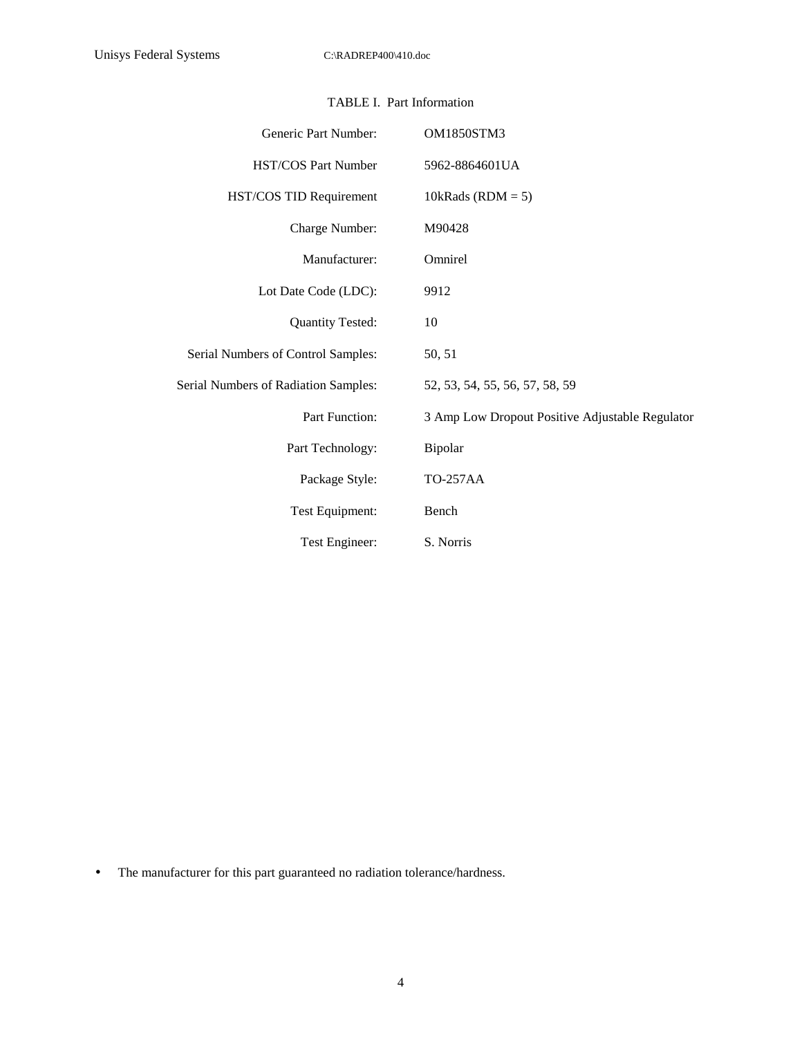TABLE I. Part Information

| | |
|---|---|
| Generic Part Number: | OM1850STM3 |
| HST/COS Part Number | 5962-8864601UA |
| HST/COS TID Requirement | 10kRads (RDM = 5) |
| Charge Number: | M90428 |
| Manufacturer: | Omnirel |
| Lot Date Code (LDC): | 9912 |
| Quantity Tested: | 10 |
| Serial Numbers of Control Samples: | 50, 51 |
| Serial Numbers of Radiation Samples: | 52, 53, 54, 55, 56, 57, 58, 59 |
| Part Function: | 3 Amp Low Dropout Positive Adjustable Regulator |
| Part Technology: | Bipolar |
| Package Style: | TO-257AA |
| Test Equipment: | Bench |
| Test Engineer: | S. Norris |

- The manufacturer for this part guaranteed no radiation tolerance/hardness.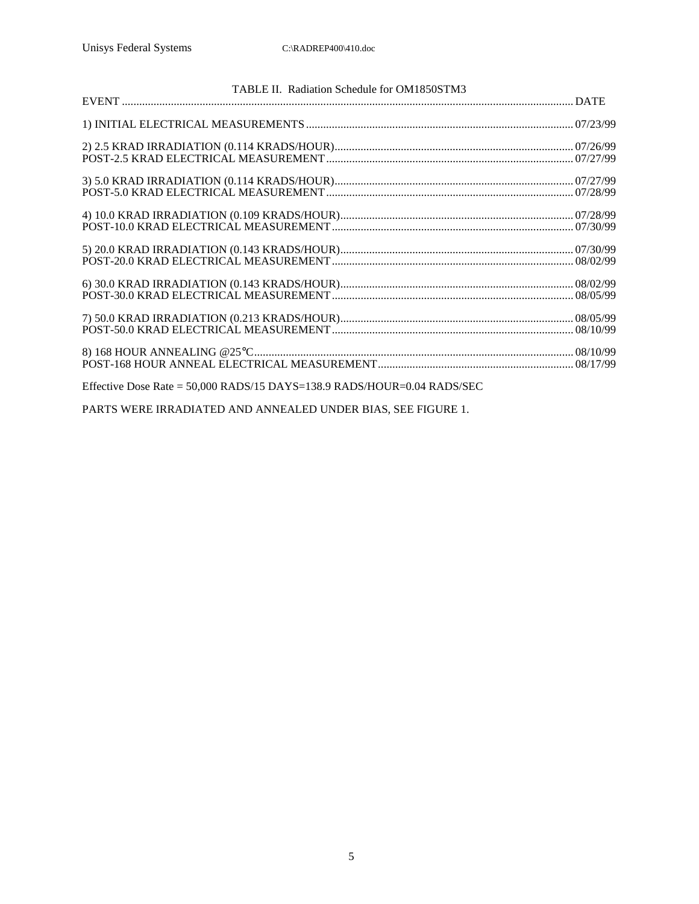TABLE II. Radiation Schedule for OM1850STM3

| EVENT | DATE |
|---|---|
| 1) INITIAL ELECTRICAL MEASUREMENTS | 07/23/99 |
| 2) 2.5 KRAD IRRADIATION (0.114 KRADS/HOUR) | 07/26/99 |
| POST-2.5 KRAD ELECTRICAL MEASUREMENT | 07/27/99 |
| 3) 5.0 KRAD IRRADIATION (0.114 KRADS/HOUR) | 07/27/99 |
| POST-5.0 KRAD ELECTRICAL MEASUREMENT | 07/28/99 |
| 4) 10.0 KRAD IRRADIATION (0.109 KRADS/HOUR) | 07/28/99 |
| POST-10.0 KRAD ELECTRICAL MEASUREMENT | 07/30/99 |
| 5) 20.0 KRAD IRRADIATION (0.143 KRADS/HOUR) | 07/30/99 |
| POST-20.0 KRAD ELECTRICAL MEASUREMENT | 08/02/99 |
| 6) 30.0 KRAD IRRADIATION (0.143 KRADS/HOUR) | 08/02/99 |
| POST-30.0 KRAD ELECTRICAL MEASUREMENT | 08/05/99 |
| 7) 50.0 KRAD IRRADIATION (0.213 KRADS/HOUR) | 08/05/99 |
| POST-50.0 KRAD ELECTRICAL MEASUREMENT | 08/10/99 |
| 8) 168 HOUR ANNEALING @25°C | 08/10/99 |
| POST-168 HOUR ANNEAL ELECTRICAL MEASUREMENT | 08/17/99 |

Effective Dose Rate = 50,000 RADS/15 DAYS=138.9 RADS/HOUR=0.04 RADS/SEC

PARTS WERE IRRADIATED AND ANNEALED UNDER BIAS, SEE FIGURE 1.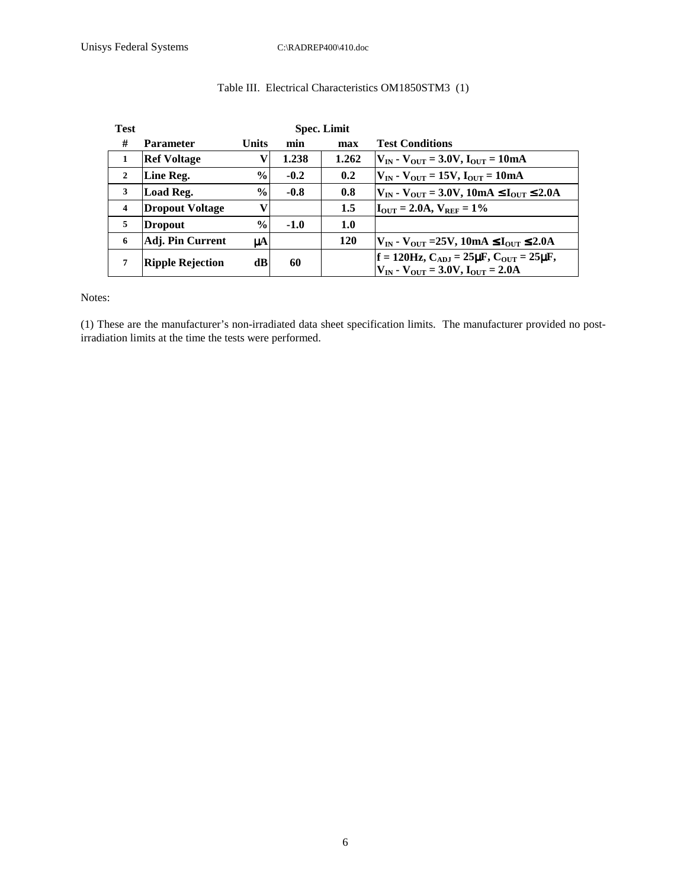Table III. Electrical Characteristics OM1850STM3 (1)

| Test # | Parameter | Units | Spec. Limit min | Spec. Limit max | Test Conditions |
|---|---|---|---|---|---|
| 1 | Ref Voltage | V | 1.238 | 1.262 | $V_{IN}$ - $V_{OUT}$ = 3.0V, $I_{OUT}$ = 10mA |
| 2 | Line Reg. | % | -0.2 | 0.2 | $V_{IN}$ - $V_{OUT}$ = 15V, $I_{OUT}$ = 10mA |
| 3 | Load Reg. | % | -0.8 | 0.8 | $V_{IN}$ - $V_{OUT}$ = 3.0V, 10mA ≤ $I_{OUT}$ ≤ 2.0A |
| 4 | Dropout Voltage | V | | 1.5 | $I_{OUT}$ = 2.0A, $V_{REF}$ = 1% |
| 5 | Dropout | % | -1.0 | 1.0 | |
| 6 | Adj. Pin Current | μA | | 120 | $V_{IN}$ - $V_{OUT}$ =25V, 10mA ≤ $I_{OUT}$ ≤ 2.0A |
| 7 | Ripple Rejection | dB | 60 | | f = 120Hz, $C_{ADJ}$ = 25μF, $C_{OUT}$ = 25μF, $V_{IN}$ - $V_{OUT}$ = 3.0V, $I_{OUT}$ = 2.0A |

Notes:

(1) These are the manufacturer's non-irradiated data sheet specification limits. The manufacturer provided no post-irradiation limits at the time the tests were performed.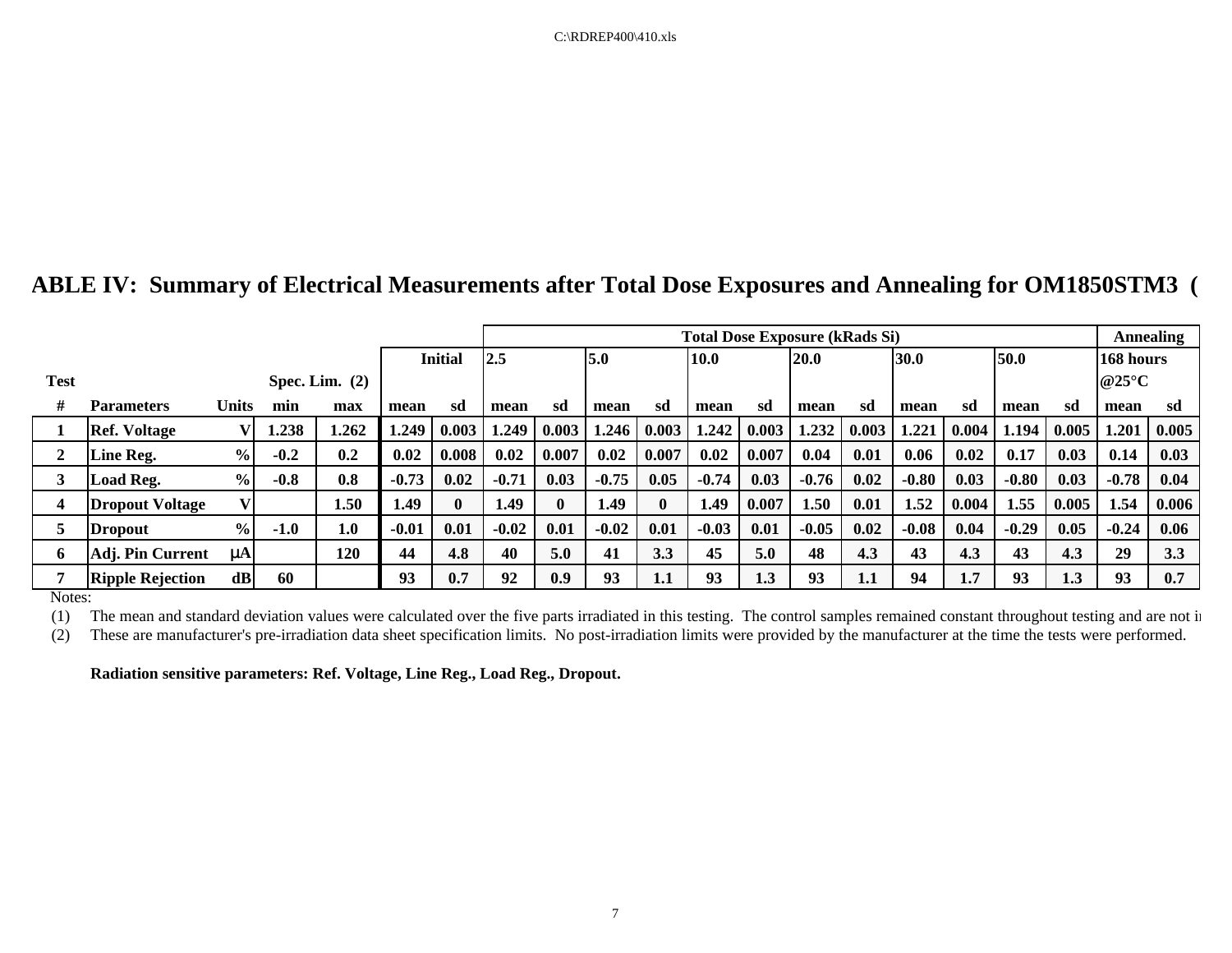C:\RDREP400\410.xls

## ABLE IV: Summary of Electrical Measurements after Total Dose Exposures and Annealing for OM1850STM3 (

| | | | | | | | Total Dose Exposure (kRads Si) | | | | | | | | | | | | | | Annealing | |
|---|---|---|---|---|---|---|---|---|---|---|---|---|---|---|---|---|---|---|---|---|---|---|
| | | | | | Initial | | 2.5 | | 5.0 | | 10.0 | | 20.0 | | 30.0 | | 50.0 | | | | 168 hours @25°C | |
| Test # | Parameters | Units | Spec. Lim. (2) min | max | mean | sd | mean | sd | mean | sd | mean | sd | mean | sd | mean | sd | mean | sd | | | mean | sd |
| 1 | Ref. Voltage | V | 1.238 | 1.262 | 1.249 | 0.003 | 1.249 | 0.003 | 1.246 | 0.003 | 1.242 | 0.003 | 1.232 | 0.003 | 1.221 | 0.004 | 1.194 | 0.005 | | | 1.201 | 0.005 |
| 2 | Line Reg. | % | -0.2 | 0.2 | 0.02 | 0.008 | 0.02 | 0.007 | 0.02 | 0.007 | 0.02 | 0.007 | 0.04 | 0.01 | 0.06 | 0.02 | 0.17 | 0.03 | | | 0.14 | 0.03 |
| 3 | Load Reg. | % | -0.8 | 0.8 | -0.73 | 0.02 | -0.71 | 0.03 | -0.75 | 0.05 | -0.74 | 0.03 | -0.76 | 0.02 | -0.80 | 0.03 | -0.80 | 0.03 | | | -0.78 | 0.04 |
| 4 | Dropout Voltage | V | | 1.50 | 1.49 | 0 | 1.49 | 0 | 1.49 | 0 | 1.49 | 0.007 | 1.50 | 0.01 | 1.52 | 0.004 | 1.55 | 0.005 | | | 1.54 | 0.006 |
| 5 | Dropout | % | -1.0 | 1.0 | -0.01 | 0.01 | -0.02 | 0.01 | -0.02 | 0.01 | -0.03 | 0.01 | -0.05 | 0.02 | -0.08 | 0.04 | -0.29 | 0.05 | | | -0.24 | 0.06 |
| 6 | Adj. Pin Current | μA | | 120 | 44 | 4.8 | 40 | 5.0 | 41 | 3.3 | 45 | 5.0 | 48 | 4.3 | 43 | 4.3 | 43 | 4.3 | | | 29 | 3.3 |
| 7 | Ripple Rejection | dB | 60 | | 93 | 0.7 | 92 | 0.9 | 93 | 1.1 | 93 | 1.3 | 93 | 1.1 | 94 | 1.7 | 93 | 1.3 | | | 93 | 0.7 |

Notes:

(1) The mean and standard deviation values were calculated over the five parts irradiated in this testing. The control samples remained constant throughout testing and are not i

(2) These are manufacturer's pre-irradiation data sheet specification limits. No post-irradiation limits were provided by the manufacturer at the time the tests were performed.

**Radiation sensitive parameters: Ref. Voltage, Line Reg., Load Reg., Dropout.**